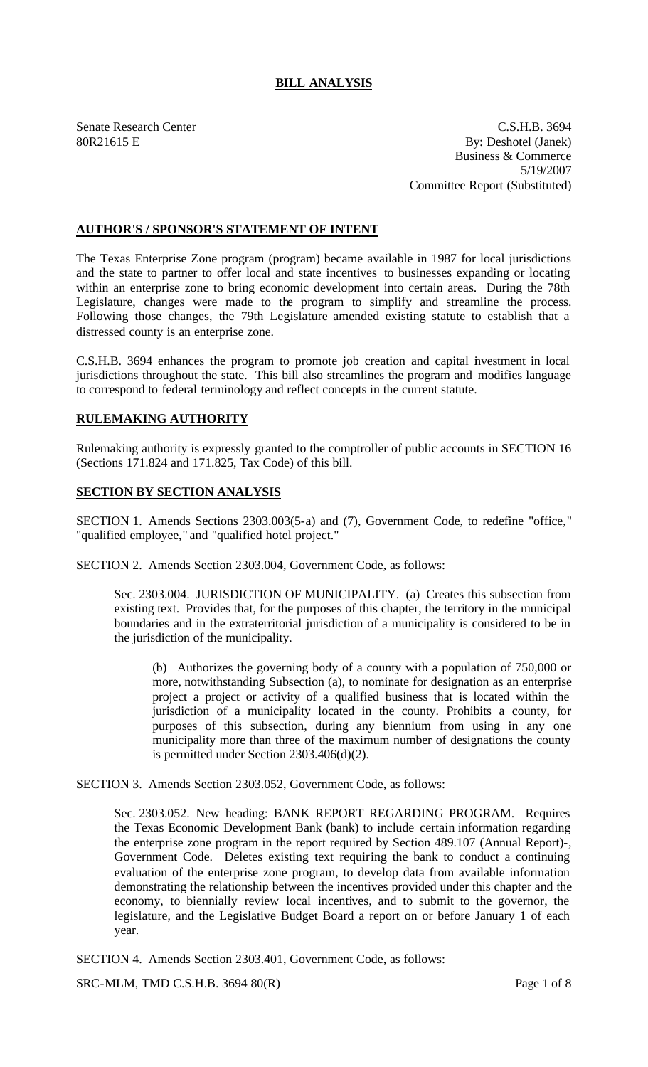# BILL ANALYSIS

Senate Research Center
80R21615 E

C.S.H.B. 3694
By: Deshotel (Janek)
Business & Commerce
5/19/2007
Committee Report (Substituted)

## AUTHOR'S / SPONSOR'S STATEMENT OF INTENT

The Texas Enterprise Zone program (program) became available in 1987 for local jurisdictions and the state to partner to offer local and state incentives to businesses expanding or locating within an enterprise zone to bring economic development into certain areas. During the 78th Legislature, changes were made to the program to simplify and streamline the process. Following those changes, the 79th Legislature amended existing statute to establish that a distressed county is an enterprise zone.

C.S.H.B. 3694 enhances the program to promote job creation and capital investment in local jurisdictions throughout the state. This bill also streamlines the program and modifies language to correspond to federal terminology and reflect concepts in the current statute.

## RULEMAKING AUTHORITY

Rulemaking authority is expressly granted to the comptroller of public accounts in SECTION 16 (Sections 171.824 and 171.825, Tax Code) of this bill.

## SECTION BY SECTION ANALYSIS

SECTION 1. Amends Sections 2303.003(5-a) and (7), Government Code, to redefine "office," "qualified employee," and "qualified hotel project."

SECTION 2. Amends Section 2303.004, Government Code, as follows:

Sec. 2303.004. JURISDICTION OF MUNICIPALITY. (a) Creates this subsection from existing text. Provides that, for the purposes of this chapter, the territory in the municipal boundaries and in the extraterritorial jurisdiction of a municipality is considered to be in the jurisdiction of the municipality.

(b) Authorizes the governing body of a county with a population of 750,000 or more, notwithstanding Subsection (a), to nominate for designation as an enterprise project a project or activity of a qualified business that is located within the jurisdiction of a municipality located in the county. Prohibits a county, for purposes of this subsection, during any biennium from using in any one municipality more than three of the maximum number of designations the county is permitted under Section 2303.406(d)(2).

SECTION 3. Amends Section 2303.052, Government Code, as follows:

Sec. 2303.052. New heading: BANK REPORT REGARDING PROGRAM. Requires the Texas Economic Development Bank (bank) to include certain information regarding the enterprise zone program in the report required by Section 489.107 (Annual Report)-, Government Code. Deletes existing text requiring the bank to conduct a continuing evaluation of the enterprise zone program, to develop data from available information demonstrating the relationship between the incentives provided under this chapter and the economy, to biennially review local incentives, and to submit to the governor, the legislature, and the Legislative Budget Board a report on or before January 1 of each year.

SECTION 4. Amends Section 2303.401, Government Code, as follows: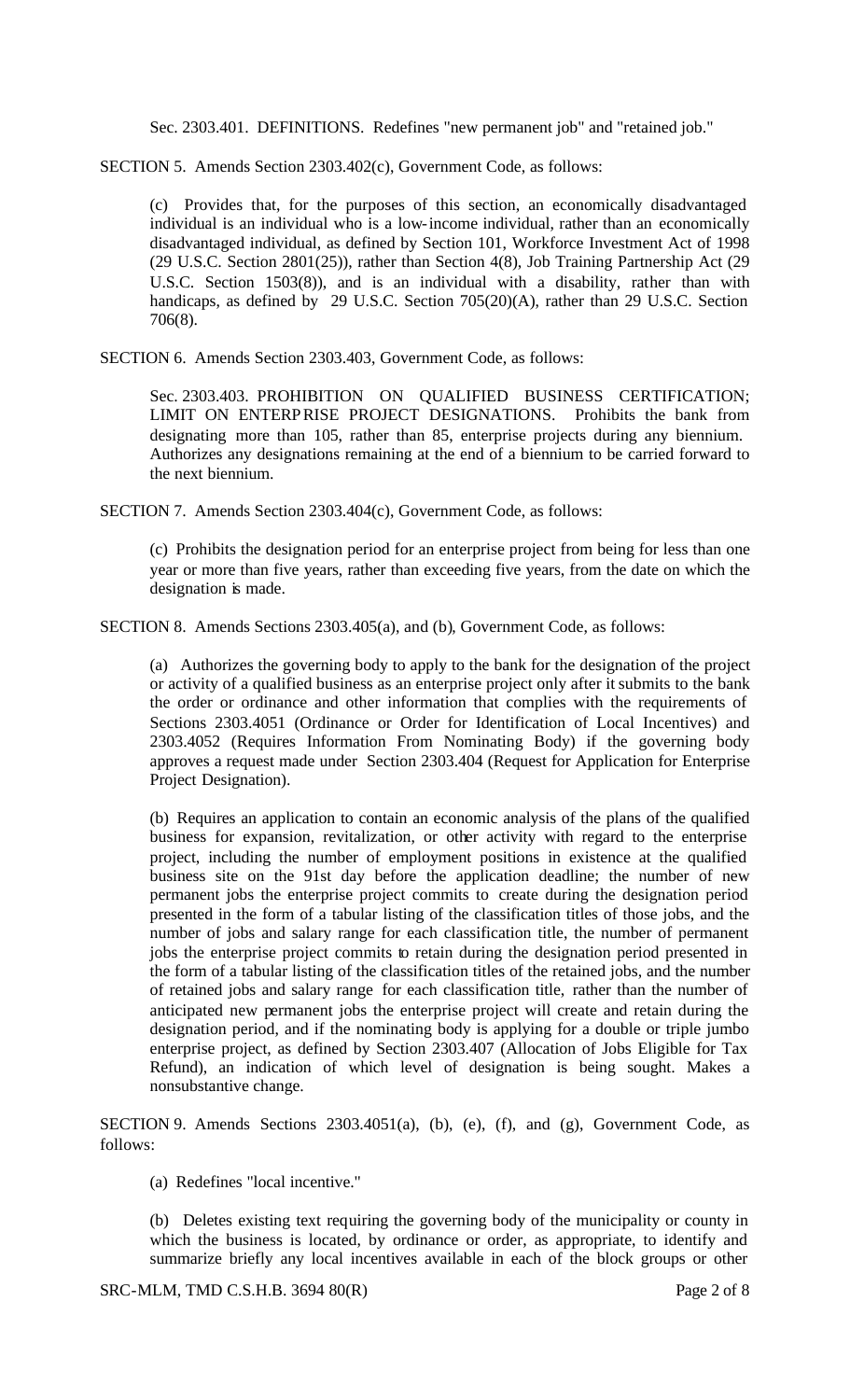Sec. 2303.401. DEFINITIONS. Redefines "new permanent job" and "retained job."

SECTION 5. Amends Section 2303.402(c), Government Code, as follows:

(c) Provides that, for the purposes of this section, an economically disadvantaged individual is an individual who is a low-income individual, rather than an economically disadvantaged individual, as defined by Section 101, Workforce Investment Act of 1998 (29 U.S.C. Section 2801(25)), rather than Section 4(8), Job Training Partnership Act (29 U.S.C. Section 1503(8)), and is an individual with a disability, rather than with handicaps, as defined by 29 U.S.C. Section 705(20)(A), rather than 29 U.S.C. Section 706(8).

SECTION 6. Amends Section 2303.403, Government Code, as follows:

Sec. 2303.403. PROHIBITION ON QUALIFIED BUSINESS CERTIFICATION; LIMIT ON ENTERPRISE PROJECT DESIGNATIONS. Prohibits the bank from designating more than 105, rather than 85, enterprise projects during any biennium. Authorizes any designations remaining at the end of a biennium to be carried forward to the next biennium.

SECTION 7. Amends Section 2303.404(c), Government Code, as follows:

(c) Prohibits the designation period for an enterprise project from being for less than one year or more than five years, rather than exceeding five years, from the date on which the designation is made.

SECTION 8. Amends Sections 2303.405(a), and (b), Government Code, as follows:

(a) Authorizes the governing body to apply to the bank for the designation of the project or activity of a qualified business as an enterprise project only after it submits to the bank the order or ordinance and other information that complies with the requirements of Sections 2303.4051 (Ordinance or Order for Identification of Local Incentives) and 2303.4052 (Requires Information From Nominating Body) if the governing body approves a request made under Section 2303.404 (Request for Application for Enterprise Project Designation).

(b) Requires an application to contain an economic analysis of the plans of the qualified business for expansion, revitalization, or other activity with regard to the enterprise project, including the number of employment positions in existence at the qualified business site on the 91st day before the application deadline; the number of new permanent jobs the enterprise project commits to create during the designation period presented in the form of a tabular listing of the classification titles of those jobs, and the number of jobs and salary range for each classification title, the number of permanent jobs the enterprise project commits to retain during the designation period presented in the form of a tabular listing of the classification titles of the retained jobs, and the number of retained jobs and salary range for each classification title, rather than the number of anticipated new permanent jobs the enterprise project will create and retain during the designation period, and if the nominating body is applying for a double or triple jumbo enterprise project, as defined by Section 2303.407 (Allocation of Jobs Eligible for Tax Refund), an indication of which level of designation is being sought. Makes a nonsubstantive change.

SECTION 9. Amends Sections 2303.4051(a), (b), (e), (f), and (g), Government Code, as follows:

(a) Redefines "local incentive."

(b) Deletes existing text requiring the governing body of the municipality or county in which the business is located, by ordinance or order, as appropriate, to identify and summarize briefly any local incentives available in each of the block groups or other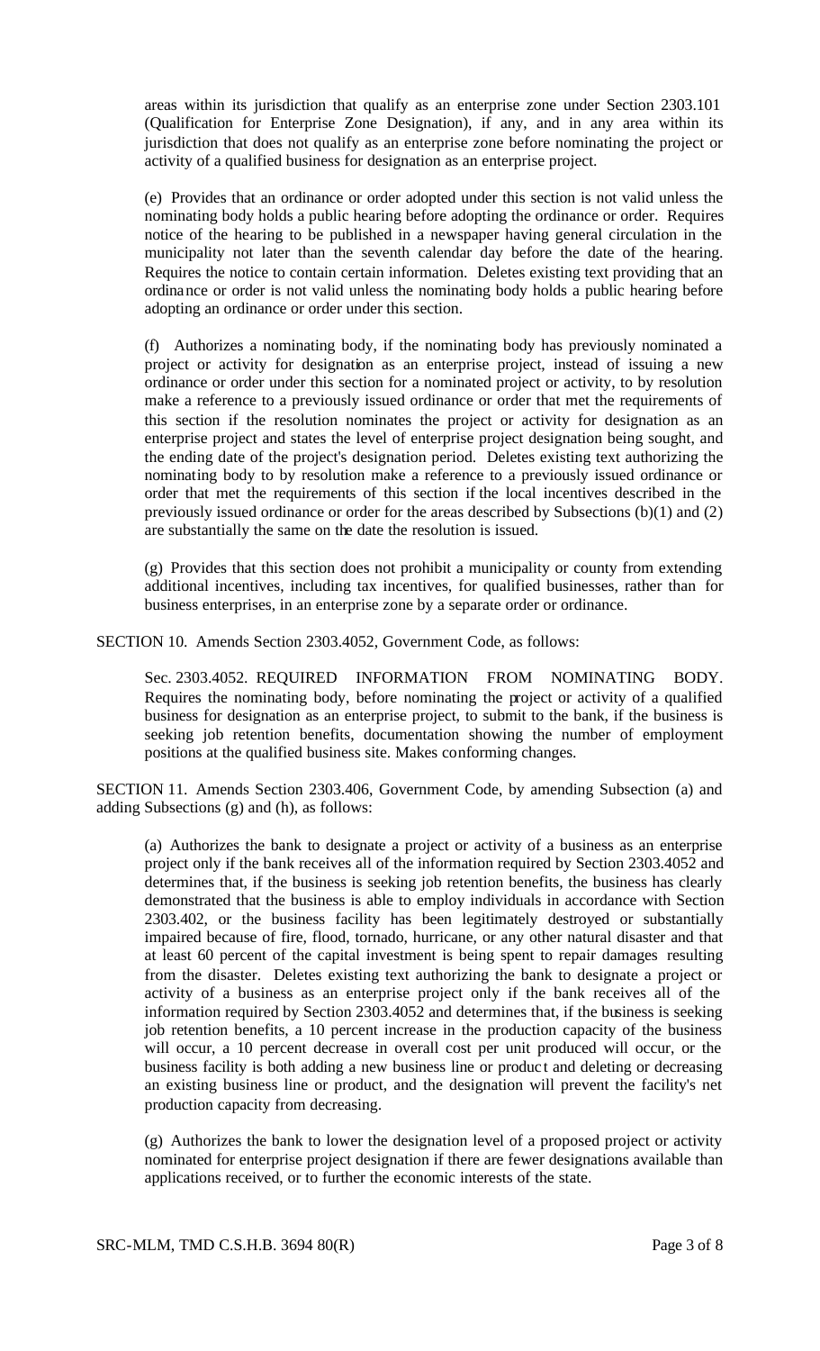areas within its jurisdiction that qualify as an enterprise zone under Section 2303.101 (Qualification for Enterprise Zone Designation), if any, and in any area within its jurisdiction that does not qualify as an enterprise zone before nominating the project or activity of a qualified business for designation as an enterprise project.

(e) Provides that an ordinance or order adopted under this section is not valid unless the nominating body holds a public hearing before adopting the ordinance or order. Requires notice of the hearing to be published in a newspaper having general circulation in the municipality not later than the seventh calendar day before the date of the hearing. Requires the notice to contain certain information. Deletes existing text providing that an ordinance or order is not valid unless the nominating body holds a public hearing before adopting an ordinance or order under this section.

(f) Authorizes a nominating body, if the nominating body has previously nominated a project or activity for designation as an enterprise project, instead of issuing a new ordinance or order under this section for a nominated project or activity, to by resolution make a reference to a previously issued ordinance or order that met the requirements of this section if the resolution nominates the project or activity for designation as an enterprise project and states the level of enterprise project designation being sought, and the ending date of the project's designation period. Deletes existing text authorizing the nominating body to by resolution make a reference to a previously issued ordinance or order that met the requirements of this section if the local incentives described in the previously issued ordinance or order for the areas described by Subsections (b)(1) and (2) are substantially the same on the date the resolution is issued.

(g) Provides that this section does not prohibit a municipality or county from extending additional incentives, including tax incentives, for qualified businesses, rather than for business enterprises, in an enterprise zone by a separate order or ordinance.

SECTION 10. Amends Section 2303.4052, Government Code, as follows:

Sec. 2303.4052. REQUIRED INFORMATION FROM NOMINATING BODY. Requires the nominating body, before nominating the project or activity of a qualified business for designation as an enterprise project, to submit to the bank, if the business is seeking job retention benefits, documentation showing the number of employment positions at the qualified business site. Makes conforming changes.

SECTION 11. Amends Section 2303.406, Government Code, by amending Subsection (a) and adding Subsections (g) and (h), as follows:

(a) Authorizes the bank to designate a project or activity of a business as an enterprise project only if the bank receives all of the information required by Section 2303.4052 and determines that, if the business is seeking job retention benefits, the business has clearly demonstrated that the business is able to employ individuals in accordance with Section 2303.402, or the business facility has been legitimately destroyed or substantially impaired because of fire, flood, tornado, hurricane, or any other natural disaster and that at least 60 percent of the capital investment is being spent to repair damages resulting from the disaster. Deletes existing text authorizing the bank to designate a project or activity of a business as an enterprise project only if the bank receives all of the information required by Section 2303.4052 and determines that, if the business is seeking job retention benefits, a 10 percent increase in the production capacity of the business will occur, a 10 percent decrease in overall cost per unit produced will occur, or the business facility is both adding a new business line or product and deleting or decreasing an existing business line or product, and the designation will prevent the facility's net production capacity from decreasing.

(g) Authorizes the bank to lower the designation level of a proposed project or activity nominated for enterprise project designation if there are fewer designations available than applications received, or to further the economic interests of the state.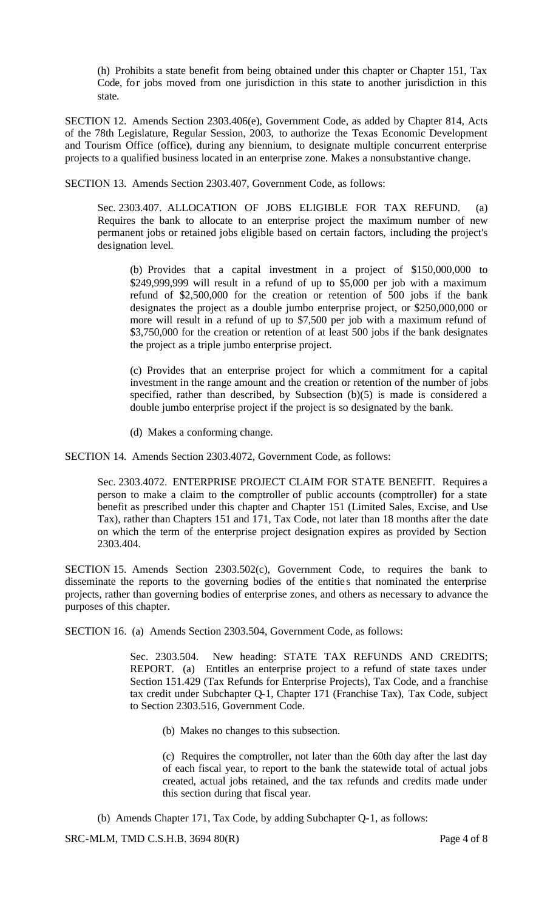(h) Prohibits a state benefit from being obtained under this chapter or Chapter 151, Tax Code, for jobs moved from one jurisdiction in this state to another jurisdiction in this state.

SECTION 12. Amends Section 2303.406(e), Government Code, as added by Chapter 814, Acts of the 78th Legislature, Regular Session, 2003, to authorize the Texas Economic Development and Tourism Office (office), during any biennium, to designate multiple concurrent enterprise projects to a qualified business located in an enterprise zone. Makes a nonsubstantive change.

SECTION 13. Amends Section 2303.407, Government Code, as follows:

> Sec. 2303.407. ALLOCATION OF JOBS ELIGIBLE FOR TAX REFUND. (a) Requires the bank to allocate to an enterprise project the maximum number of new permanent jobs or retained jobs eligible based on certain factors, including the project's designation level.
>
> > (b) Provides that a capital investment in a project of \$150,000,000 to \$249,999,999 will result in a refund of up to \$5,000 per job with a maximum refund of \$2,500,000 for the creation or retention of 500 jobs if the bank designates the project as a double jumbo enterprise project, or \$250,000,000 or more will result in a refund of up to \$7,500 per job with a maximum refund of \$3,750,000 for the creation or retention of at least 500 jobs if the bank designates the project as a triple jumbo enterprise project.
> >
> > (c) Provides that an enterprise project for which a commitment for a capital investment in the range amount and the creation or retention of the number of jobs specified, rather than described, by Subsection (b)(5) is made is considered a double jumbo enterprise project if the project is so designated by the bank.
> >
> > (d) Makes a conforming change.

SECTION 14. Amends Section 2303.4072, Government Code, as follows:

> Sec. 2303.4072. ENTERPRISE PROJECT CLAIM FOR STATE BENEFIT. Requires a person to make a claim to the comptroller of public accounts (comptroller) for a state benefit as prescribed under this chapter and Chapter 151 (Limited Sales, Excise, and Use Tax), rather than Chapters 151 and 171, Tax Code, not later than 18 months after the date on which the term of the enterprise project designation expires as provided by Section 2303.404.

SECTION 15. Amends Section 2303.502(c), Government Code, to requires the bank to disseminate the reports to the governing bodies of the entities that nominated the enterprise projects, rather than governing bodies of enterprise zones, and others as necessary to advance the purposes of this chapter.

SECTION 16. (a) Amends Section 2303.504, Government Code, as follows:

> Sec. 2303.504. New heading: STATE TAX REFUNDS AND CREDITS; REPORT. (a) Entitles an enterprise project to a refund of state taxes under Section 151.429 (Tax Refunds for Enterprise Projects), Tax Code, and a franchise tax credit under Subchapter Q-1, Chapter 171 (Franchise Tax), Tax Code, subject to Section 2303.516, Government Code.
>
> > (b) Makes no changes to this subsection.
> >
> > (c) Requires the comptroller, not later than the 60th day after the last day of each fiscal year, to report to the bank the statewide total of actual jobs created, actual jobs retained, and the tax refunds and credits made under this section during that fiscal year.

(b) Amends Chapter 171, Tax Code, by adding Subchapter Q-1, as follows: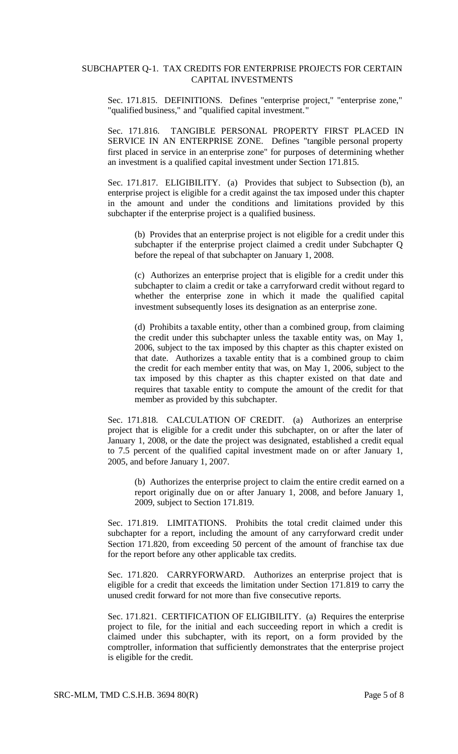## SUBCHAPTER Q-1. TAX CREDITS FOR ENTERPRISE PROJECTS FOR CERTAIN CAPITAL INVESTMENTS

Sec. 171.815. DEFINITIONS. Defines "enterprise project," "enterprise zone," "qualified business," and "qualified capital investment."

Sec. 171.816. TANGIBLE PERSONAL PROPERTY FIRST PLACED IN SERVICE IN AN ENTERPRISE ZONE. Defines "tangible personal property first placed in service in an enterprise zone" for purposes of determining whether an investment is a qualified capital investment under Section 171.815.

Sec. 171.817. ELIGIBILITY. (a) Provides that subject to Subsection (b), an enterprise project is eligible for a credit against the tax imposed under this chapter in the amount and under the conditions and limitations provided by this subchapter if the enterprise project is a qualified business.

(b) Provides that an enterprise project is not eligible for a credit under this subchapter if the enterprise project claimed a credit under Subchapter Q before the repeal of that subchapter on January 1, 2008.

(c) Authorizes an enterprise project that is eligible for a credit under this subchapter to claim a credit or take a carryforward credit without regard to whether the enterprise zone in which it made the qualified capital investment subsequently loses its designation as an enterprise zone.

(d) Prohibits a taxable entity, other than a combined group, from claiming the credit under this subchapter unless the taxable entity was, on May 1, 2006, subject to the tax imposed by this chapter as this chapter existed on that date. Authorizes a taxable entity that is a combined group to claim the credit for each member entity that was, on May 1, 2006, subject to the tax imposed by this chapter as this chapter existed on that date and requires that taxable entity to compute the amount of the credit for that member as provided by this subchapter.

Sec. 171.818. CALCULATION OF CREDIT. (a) Authorizes an enterprise project that is eligible for a credit under this subchapter, on or after the later of January 1, 2008, or the date the project was designated, established a credit equal to 7.5 percent of the qualified capital investment made on or after January 1, 2005, and before January 1, 2007.

(b) Authorizes the enterprise project to claim the entire credit earned on a report originally due on or after January 1, 2008, and before January 1, 2009, subject to Section 171.819.

Sec. 171.819. LIMITATIONS. Prohibits the total credit claimed under this subchapter for a report, including the amount of any carryforward credit under Section 171.820, from exceeding 50 percent of the amount of franchise tax due for the report before any other applicable tax credits.

Sec. 171.820. CARRYFORWARD. Authorizes an enterprise project that is eligible for a credit that exceeds the limitation under Section 171.819 to carry the unused credit forward for not more than five consecutive reports.

Sec. 171.821. CERTIFICATION OF ELIGIBILITY. (a) Requires the enterprise project to file, for the initial and each succeeding report in which a credit is claimed under this subchapter, with its report, on a form provided by the comptroller, information that sufficiently demonstrates that the enterprise project is eligible for the credit.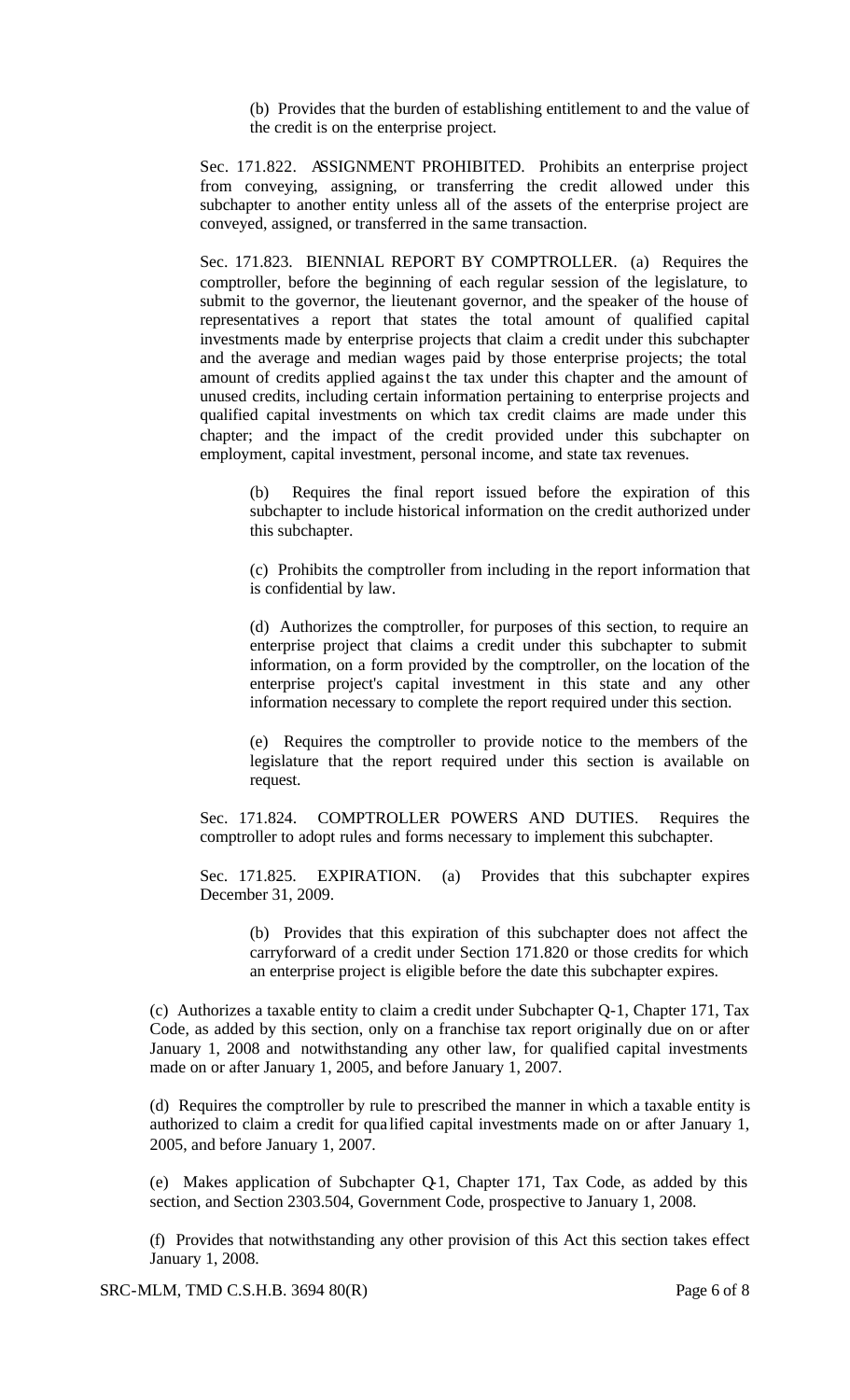(b) Provides that the burden of establishing entitlement to and the value of the credit is on the enterprise project.

Sec. 171.822. ASSIGNMENT PROHIBITED. Prohibits an enterprise project from conveying, assigning, or transferring the credit allowed under this subchapter to another entity unless all of the assets of the enterprise project are conveyed, assigned, or transferred in the same transaction.

Sec. 171.823. BIENNIAL REPORT BY COMPTROLLER. (a) Requires the comptroller, before the beginning of each regular session of the legislature, to submit to the governor, the lieutenant governor, and the speaker of the house of representatives a report that states the total amount of qualified capital investments made by enterprise projects that claim a credit under this subchapter and the average and median wages paid by those enterprise projects; the total amount of credits applied against the tax under this chapter and the amount of unused credits, including certain information pertaining to enterprise projects and qualified capital investments on which tax credit claims are made under this chapter; and the impact of the credit provided under this subchapter on employment, capital investment, personal income, and state tax revenues.

(b) Requires the final report issued before the expiration of this subchapter to include historical information on the credit authorized under this subchapter.

(c) Prohibits the comptroller from including in the report information that is confidential by law.

(d) Authorizes the comptroller, for purposes of this section, to require an enterprise project that claims a credit under this subchapter to submit information, on a form provided by the comptroller, on the location of the enterprise project's capital investment in this state and any other information necessary to complete the report required under this section.

(e) Requires the comptroller to provide notice to the members of the legislature that the report required under this section is available on request.

Sec. 171.824. COMPTROLLER POWERS AND DUTIES. Requires the comptroller to adopt rules and forms necessary to implement this subchapter.

Sec. 171.825. EXPIRATION. (a) Provides that this subchapter expires December 31, 2009.

(b) Provides that this expiration of this subchapter does not affect the carryforward of a credit under Section 171.820 or those credits for which an enterprise project is eligible before the date this subchapter expires.

(c) Authorizes a taxable entity to claim a credit under Subchapter Q-1, Chapter 171, Tax Code, as added by this section, only on a franchise tax report originally due on or after January 1, 2008 and notwithstanding any other law, for qualified capital investments made on or after January 1, 2005, and before January 1, 2007.

(d) Requires the comptroller by rule to prescribed the manner in which a taxable entity is authorized to claim a credit for qualified capital investments made on or after January 1, 2005, and before January 1, 2007.

(e) Makes application of Subchapter Q-1, Chapter 171, Tax Code, as added by this section, and Section 2303.504, Government Code, prospective to January 1, 2008.

(f) Provides that notwithstanding any other provision of this Act this section takes effect January 1, 2008.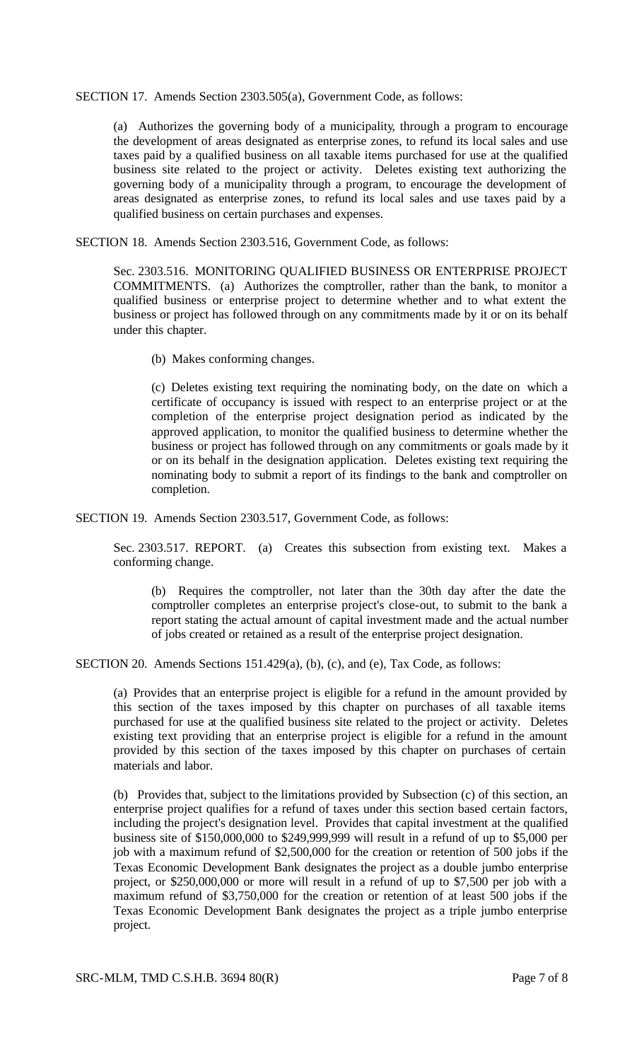SECTION 17. Amends Section 2303.505(a), Government Code, as follows:

> (a) Authorizes the governing body of a municipality, through a program to encourage the development of areas designated as enterprise zones, to refund its local sales and use taxes paid by a qualified business on all taxable items purchased for use at the qualified business site related to the project or activity. Deletes existing text authorizing the governing body of a municipality through a program, to encourage the development of areas designated as enterprise zones, to refund its local sales and use taxes paid by a qualified business on certain purchases and expenses.

SECTION 18. Amends Section 2303.516, Government Code, as follows:

> Sec. 2303.516. MONITORING QUALIFIED BUSINESS OR ENTERPRISE PROJECT COMMITMENTS. (a) Authorizes the comptroller, rather than the bank, to monitor a qualified business or enterprise project to determine whether and to what extent the business or project has followed through on any commitments made by it or on its behalf under this chapter.
>
> > (b) Makes conforming changes.
> >
> > (c) Deletes existing text requiring the nominating body, on the date on which a certificate of occupancy is issued with respect to an enterprise project or at the completion of the enterprise project designation period as indicated by the approved application, to monitor the qualified business to determine whether the business or project has followed through on any commitments or goals made by it or on its behalf in the designation application. Deletes existing text requiring the nominating body to submit a report of its findings to the bank and comptroller on completion.

SECTION 19. Amends Section 2303.517, Government Code, as follows:

> Sec. 2303.517. REPORT. (a) Creates this subsection from existing text. Makes a conforming change.
>
> > (b) Requires the comptroller, not later than the 30th day after the date the comptroller completes an enterprise project's close-out, to submit to the bank a report stating the actual amount of capital investment made and the actual number of jobs created or retained as a result of the enterprise project designation.

SECTION 20. Amends Sections 151.429(a), (b), (c), and (e), Tax Code, as follows:

> (a) Provides that an enterprise project is eligible for a refund in the amount provided by this section of the taxes imposed by this chapter on purchases of all taxable items purchased for use at the qualified business site related to the project or activity. Deletes existing text providing that an enterprise project is eligible for a refund in the amount provided by this section of the taxes imposed by this chapter on purchases of certain materials and labor.
>
> (b) Provides that, subject to the limitations provided by Subsection (c) of this section, an enterprise project qualifies for a refund of taxes under this section based certain factors, including the project's designation level. Provides that capital investment at the qualified business site of $150,000,000 to $249,999,999 will result in a refund of up to $5,000 per job with a maximum refund of $2,500,000 for the creation or retention of 500 jobs if the Texas Economic Development Bank designates the project as a double jumbo enterprise project, or $250,000,000 or more will result in a refund of up to $7,500 per job with a maximum refund of $3,750,000 for the creation or retention of at least 500 jobs if the Texas Economic Development Bank designates the project as a triple jumbo enterprise project.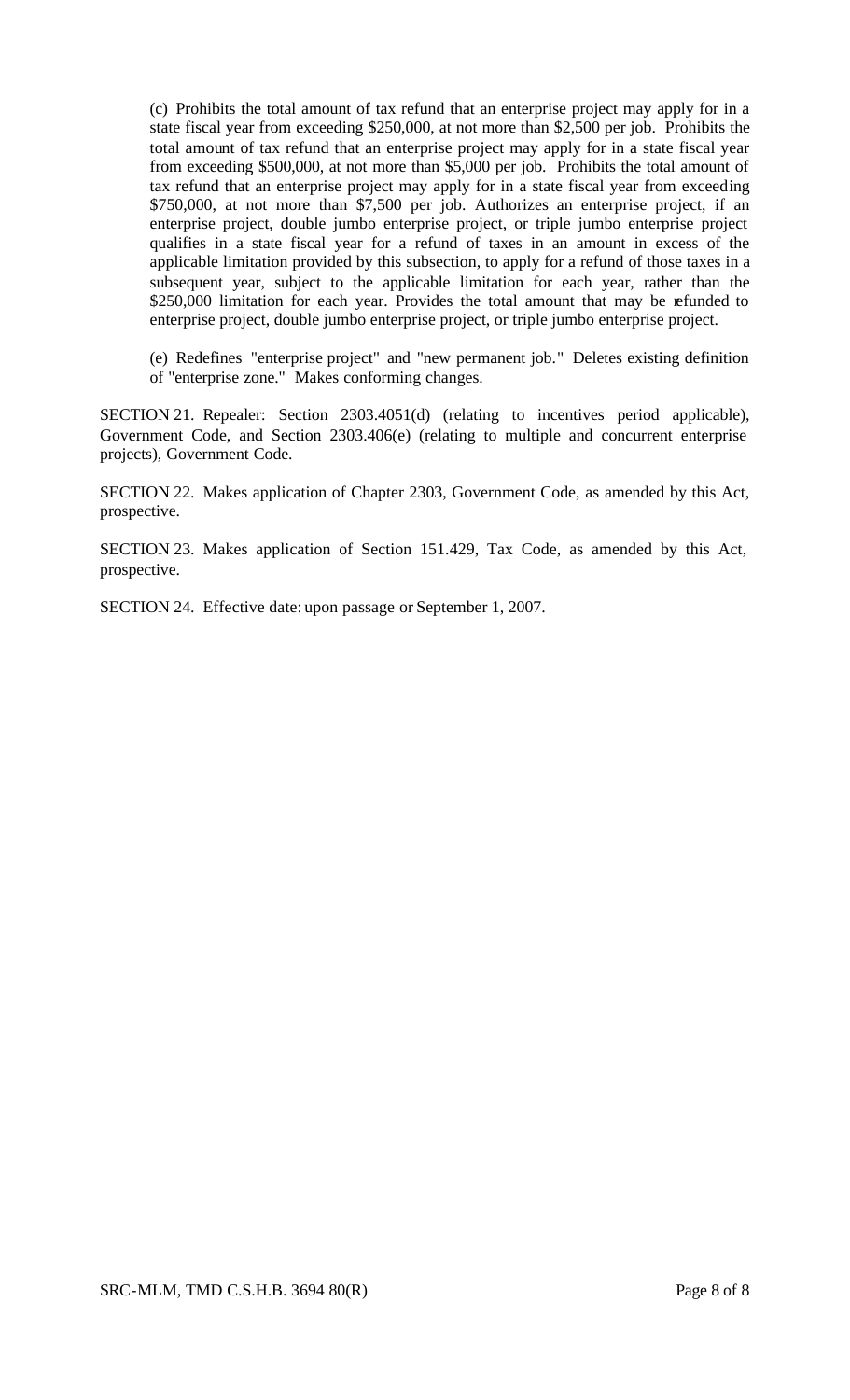(c) Prohibits the total amount of tax refund that an enterprise project may apply for in a state fiscal year from exceeding $250,000, at not more than $2,500 per job. Prohibits the total amount of tax refund that an enterprise project may apply for in a state fiscal year from exceeding $500,000, at not more than $5,000 per job. Prohibits the total amount of tax refund that an enterprise project may apply for in a state fiscal year from exceeding $750,000, at not more than $7,500 per job. Authorizes an enterprise project, if an enterprise project, double jumbo enterprise project, or triple jumbo enterprise project qualifies in a state fiscal year for a refund of taxes in an amount in excess of the applicable limitation provided by this subsection, to apply for a refund of those taxes in a subsequent year, subject to the applicable limitation for each year, rather than the $250,000 limitation for each year. Provides the total amount that may be refunded to enterprise project, double jumbo enterprise project, or triple jumbo enterprise project.

(e) Redefines "enterprise project" and "new permanent job." Deletes existing definition of "enterprise zone." Makes conforming changes.

SECTION 21. Repealer: Section 2303.4051(d) (relating to incentives period applicable), Government Code, and Section 2303.406(e) (relating to multiple and concurrent enterprise projects), Government Code.

SECTION 22. Makes application of Chapter 2303, Government Code, as amended by this Act, prospective.

SECTION 23. Makes application of Section 151.429, Tax Code, as amended by this Act, prospective.

SECTION 24. Effective date: upon passage or September 1, 2007.